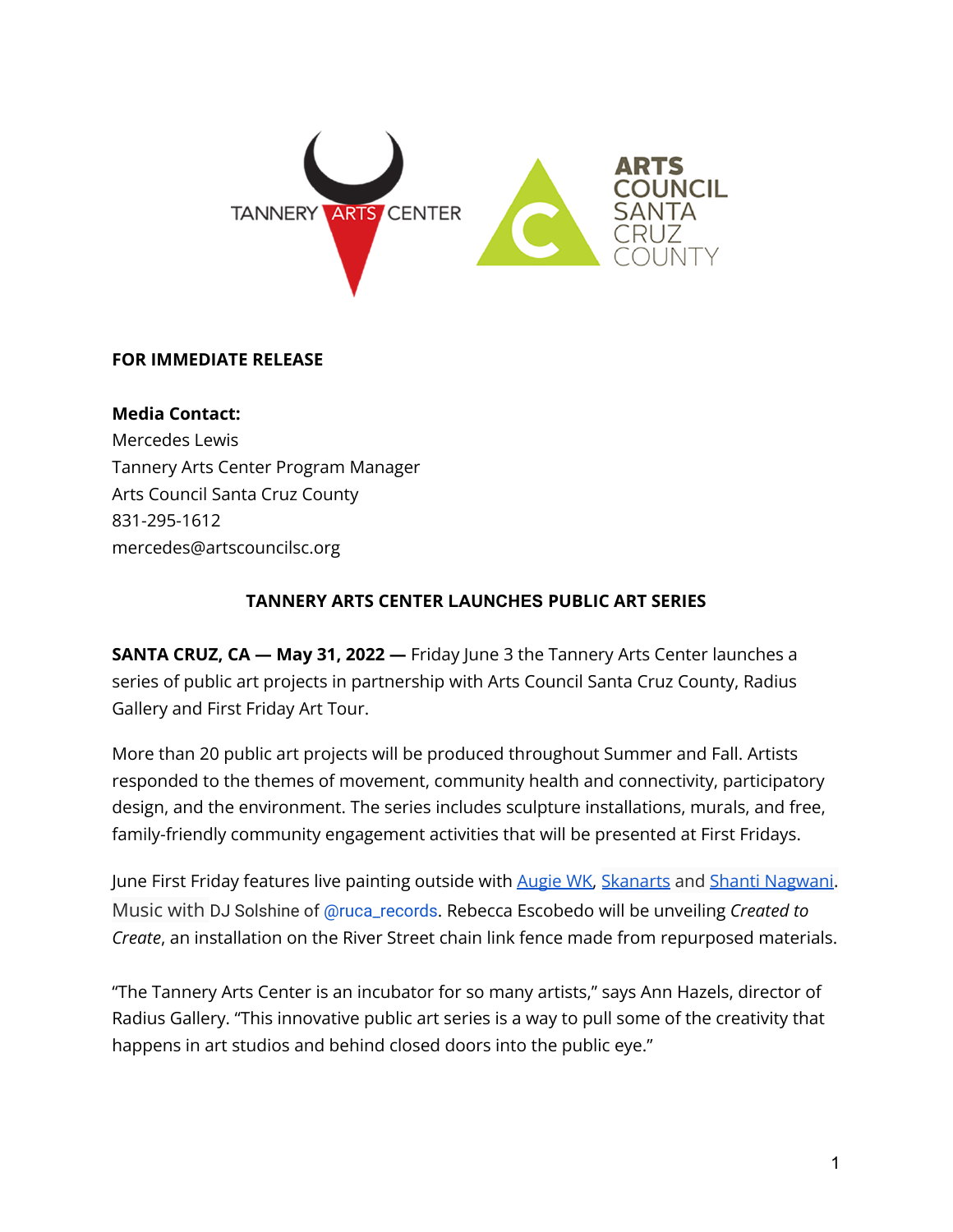**FOR IMMEDIATE RELEASE**

**Media Contact:**
Mercedes Lewis
Tannery Arts Center Program Manager
Arts Council Santa Cruz County
831-295-1612
mercedes@artscouncilsc.org

**TANNERY ARTS CENTER LAUNCHES PUBLIC ART SERIES**

**SANTA CRUZ, CA — May 31, 2022 —** Friday June 3 the Tannery Arts Center launches a series of public art projects in partnership with Arts Council Santa Cruz County, Radius Gallery and First Friday Art Tour.

More than 20 public art projects will be produced throughout Summer and Fall. Artists responded to the themes of movement, community health and connectivity, participatory design, and the environment. The series includes sculpture installations, murals, and free, family-friendly community engagement activities that will be presented at First Fridays.

June First Friday features live painting outside with Augie WK, Skanarts and Shanti Nagwani. Music with DJ Solshine of @ruca_records. Rebecca Escobedo will be unveiling *Created to Create*, an installation on the River Street chain link fence made from repurposed materials.

"The Tannery Arts Center is an incubator for so many artists," says Ann Hazels, director of Radius Gallery. "This innovative public art series is a way to pull some of the creativity that happens in art studios and behind closed doors into the public eye."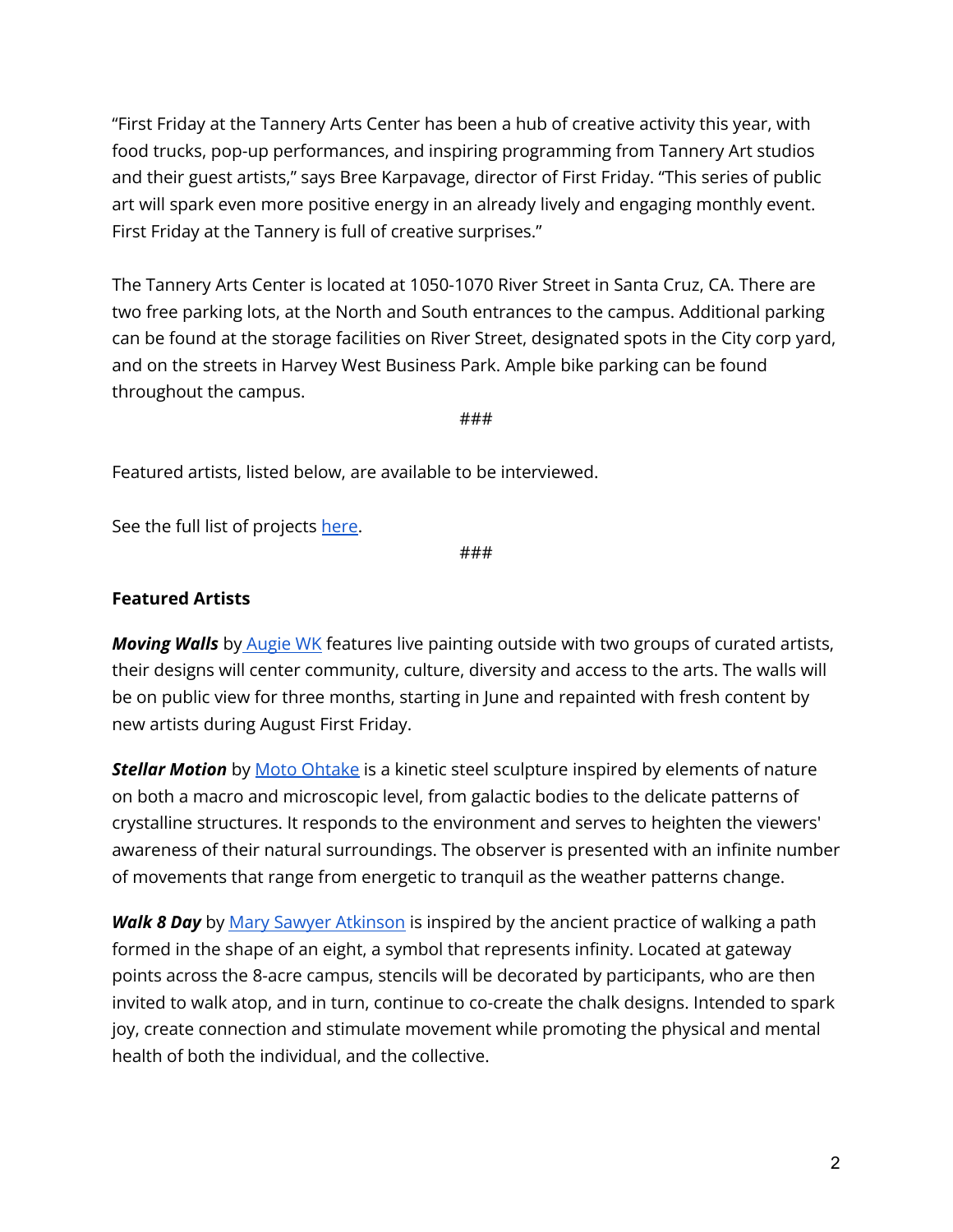"First Friday at the Tannery Arts Center has been a hub of creative activity this year, with food trucks, pop-up performances, and inspiring programming from Tannery Art studios and their guest artists," says Bree Karpavage, director of First Friday. "This series of public art will spark even more positive energy in an already lively and engaging monthly event. First Friday at the Tannery is full of creative surprises."

The Tannery Arts Center is located at 1050-1070 River Street in Santa Cruz, CA. There are two free parking lots, at the North and South entrances to the campus. Additional parking can be found at the storage facilities on River Street, designated spots in the City corp yard, and on the streets in Harvey West Business Park. Ample bike parking can be found throughout the campus.

###

Featured artists, listed below, are available to be interviewed.

See the full list of projects here.

###

**Featured Artists**

***Moving Walls*** by Augie WK features live painting outside with two groups of curated artists, their designs will center community, culture, diversity and access to the arts. The walls will be on public view for three months, starting in June and repainted with fresh content by new artists during August First Friday.

***Stellar Motion*** by Moto Ohtake is a kinetic steel sculpture inspired by elements of nature on both a macro and microscopic level, from galactic bodies to the delicate patterns of crystalline structures. It responds to the environment and serves to heighten the viewers' awareness of their natural surroundings. The observer is presented with an infinite number of movements that range from energetic to tranquil as the weather patterns change.

***Walk 8 Day*** by Mary Sawyer Atkinson is inspired by the ancient practice of walking a path formed in the shape of an eight, a symbol that represents infinity. Located at gateway points across the 8-acre campus, stencils will be decorated by participants, who are then invited to walk atop, and in turn, continue to co-create the chalk designs. Intended to spark joy, create connection and stimulate movement while promoting the physical and mental health of both the individual, and the collective.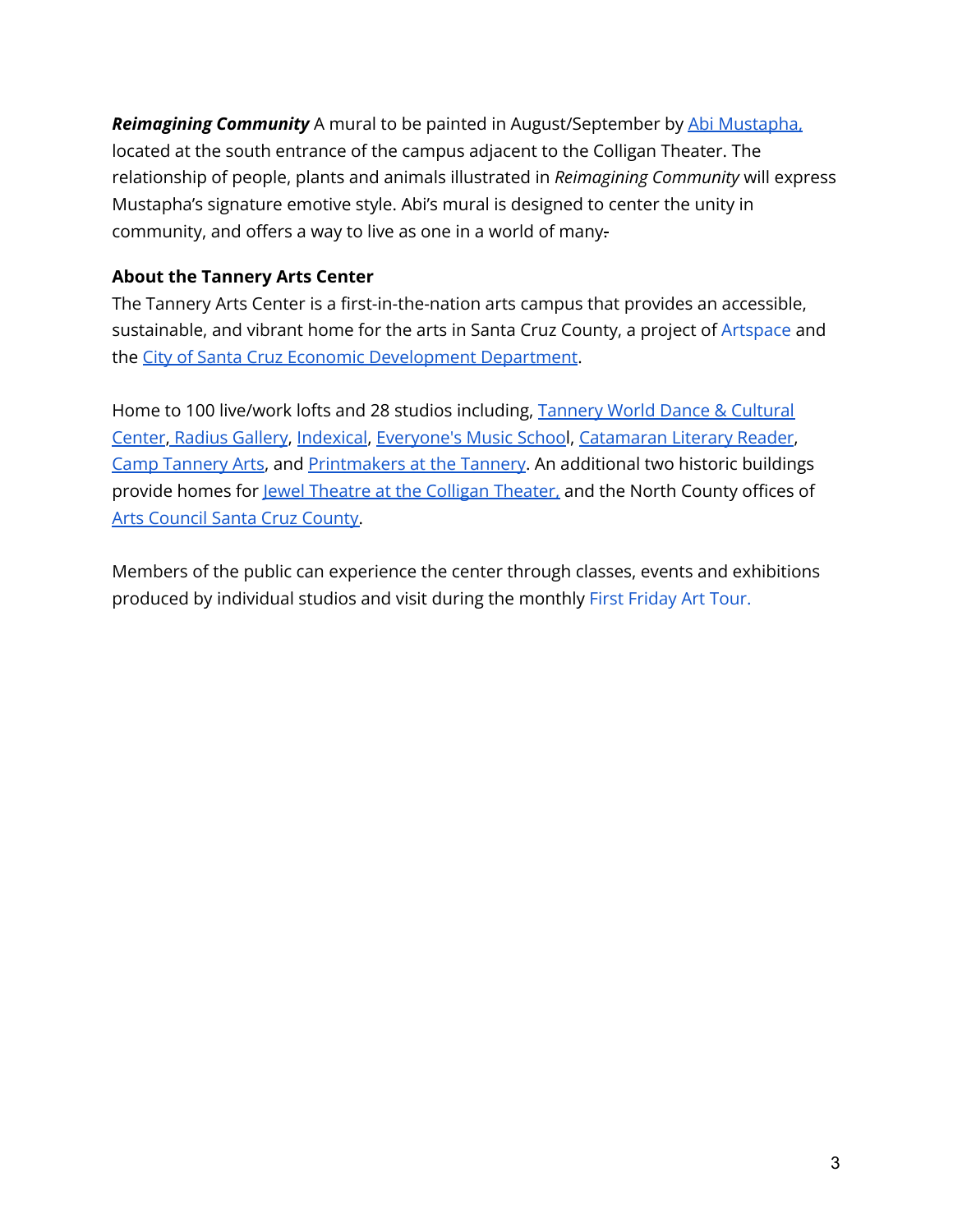***Reimagining Community*** A mural to be painted in August/September by Abi Mustapha, located at the south entrance of the campus adjacent to the Colligan Theater. The relationship of people, plants and animals illustrated in *Reimagining Community* will express Mustapha's signature emotive style. Abi's mural is designed to center the unity in community, and offers a way to live as one in a world of many.

**About the Tannery Arts Center**

The Tannery Arts Center is a first-in-the-nation arts campus that provides an accessible, sustainable, and vibrant home for the arts in Santa Cruz County, a project of Artspace and the City of Santa Cruz Economic Development Department.

Home to 100 live/work lofts and 28 studios including, Tannery World Dance & Cultural Center, Radius Gallery, Indexical, Everyone's Music School, Catamaran Literary Reader, Camp Tannery Arts, and Printmakers at the Tannery. An additional two historic buildings provide homes for Jewel Theatre at the Colligan Theater, and the North County offices of Arts Council Santa Cruz County.

Members of the public can experience the center through classes, events and exhibitions produced by individual studios and visit during the monthly First Friday Art Tour.